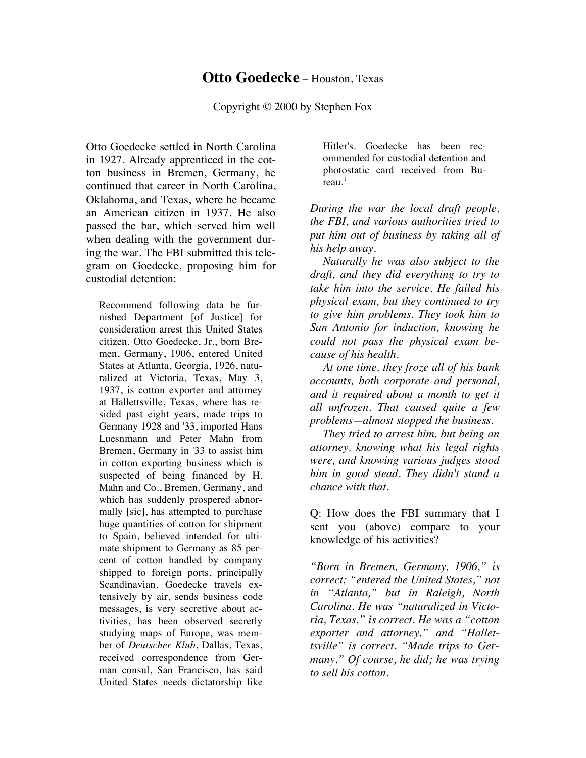# **Otto Goedecke** – Houston, Texas

Copyright © 2000 by Stephen Fox

Otto Goedecke settled in North Carolina in 1927. Already apprenticed in the cotton business in Bremen, Germany, he continued that career in North Carolina, Oklahoma, and Texas, where he became an American citizen in 1937. He also passed the bar, which served him well when dealing with the government during the war. The FBI submitted this telegram on Goedecke, proposing him for custodial detention:

> Recommend following data be furnished Department [of Justice] for consideration arrest this United States citizen. Otto Goedecke, Jr., born Bremen, Germany, 1906, entered United States at Atlanta, Georgia, 1926, naturalized at Victoria, Texas, May 3, 1937, is cotton exporter and attorney at Hallettsville, Texas, where has resided past eight years, made trips to Germany 1928 and '33, imported Hans Luesnmann and Peter Mahn from Bremen, Germany in '33 to assist him in cotton exporting business which is suspected of being financed by H. Mahn and Co., Bremen, Germany, and which has suddenly prospered abnormally [sic], has attempted to purchase huge quantities of cotton for shipment to Spain, believed intended for ultimate shipment to Germany as 85 percent of cotton handled by company shipped to foreign ports, principally Scandinavian. Goedecke travels extensively by air, sends business code messages, is very secretive about activities, has been observed secretly studying maps of Europe, was member of *Deutscher Klub*, Dallas, Texas, received correspondence from German consul, San Francisco, has said United States needs dictatorship like Hitler's. Goedecke has been recommended for custodial detention and photostatic card received from Bureau.[1]

*During the war the local draft people, the FBI, and various authorities tried to put him out of business by taking all of his help away.*

*Naturally he was also subject to the draft, and they did everything to try to take him into the service. He failed his physical exam, but they continued to try to give him problems. They took him to San Antonio for induction, knowing he could not pass the physical exam because of his health.*

*At one time, they froze all of his bank accounts, both corporate and personal, and it required about a month to get it all unfrozen. That caused quite a few problems—almost stopped the business.*

*They tried to arrest him, but being an attorney, knowing what his legal rights were, and knowing various judges stood him in good stead. They didn't stand a chance with that.*

Q: How does the FBI summary that I sent you (above) compare to your knowledge of his activities?

*"Born in Bremen, Germany, 1906," is correct; "entered the United States," not in "Atlanta," but in Raleigh, North Carolina. He was "naturalized in Victoria, Texas," is correct. He was a "cotton exporter and attorney," and "Hallettsville" is correct. "Made trips to Germany." Of course, he did; he was trying to sell his cotton.*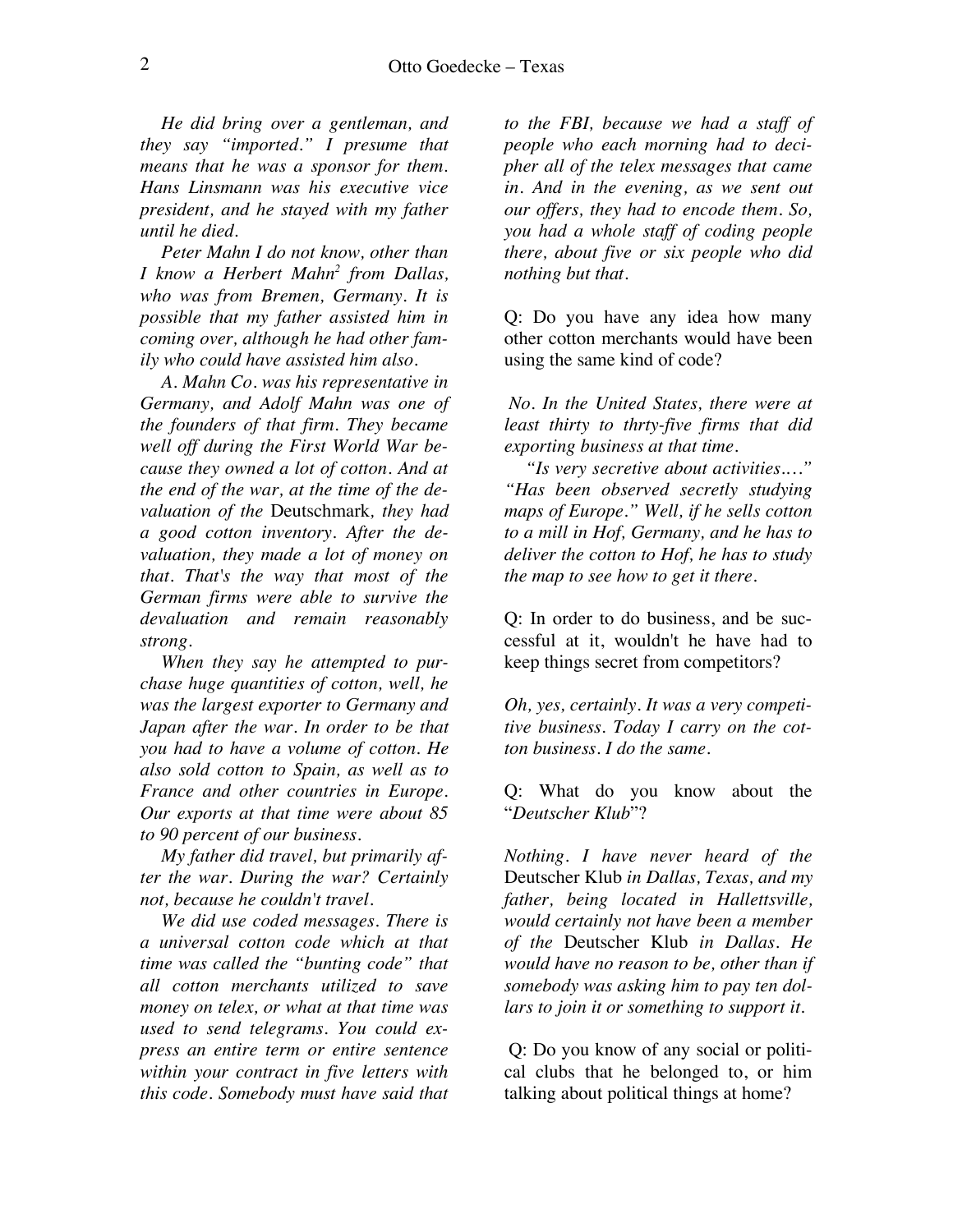*He did bring over a gentleman, and they say "imported." I presume that means that he was a sponsor for them. Hans Linsmann was his executive vice president, and he stayed with my father until he died.*

*Peter Mahn I do not know, other than I know a Herbert Mahn*[2] *from Dallas, who was from Bremen, Germany. It is possible that my father assisted him in coming over, although he had other family who could have assisted him also.*

*A. Mahn Co. was his representative in Germany, and Adolf Mahn was one of the founders of that firm. They became well off during the First World War because they owned a lot of cotton. And at the end of the war, at the time of the devaluation of the* Deutschmark, *they had a good cotton inventory. After the devaluation, they made a lot of money on that. That's the way that most of the German firms were able to survive the devaluation and remain reasonably strong.*

*When they say he attempted to purchase huge quantities of cotton, well, he was the largest exporter to Germany and Japan after the war. In order to be that you had to have a volume of cotton. He also sold cotton to Spain, as well as to France and other countries in Europe. Our exports at that time were about 85 to 90 percent of our business.*

*My father did travel, but primarily after the war. During the war? Certainly not, because he couldn't travel.*

*We did use coded messages. There is a universal cotton code which at that time was called the "bunting code" that all cotton merchants utilized to save money on telex, or what at that time was used to send telegrams. You could express an entire term or entire sentence within your contract in five letters with this code. Somebody must have said that to the FBI, because we had a staff of people who each morning had to decipher all of the telex messages that came in. And in the evening, as we sent out our offers, they had to encode them. So, you had a whole staff of coding people there, about five or six people who did nothing but that.*

Q: Do you have any idea how many other cotton merchants would have been using the same kind of code?

*No. In the United States, there were at least thirty to thrty-five firms that did exporting business at that time.*

*"Is very secretive about activities...." "Has been observed secretly studying maps of Europe." Well, if he sells cotton to a mill in Hof, Germany, and he has to deliver the cotton to Hof, he has to study the map to see how to get it there.*

Q: In order to do business, and be successful at it, wouldn't he have had to keep things secret from competitors?

*Oh, yes, certainly. It was a very competitive business. Today I carry on the cotton business. I do the same.*

Q: What do you know about the "*Deutscher Klub*"?

*Nothing. I have never heard of the* Deutscher Klub *in Dallas, Texas, and my father, being located in Hallettsville, would certainly not have been a member of the* Deutscher Klub *in Dallas. He would have no reason to be, other than if somebody was asking him to pay ten dollars to join it or something to support it.*

Q: Do you know of any social or political clubs that he belonged to, or him talking about political things at home?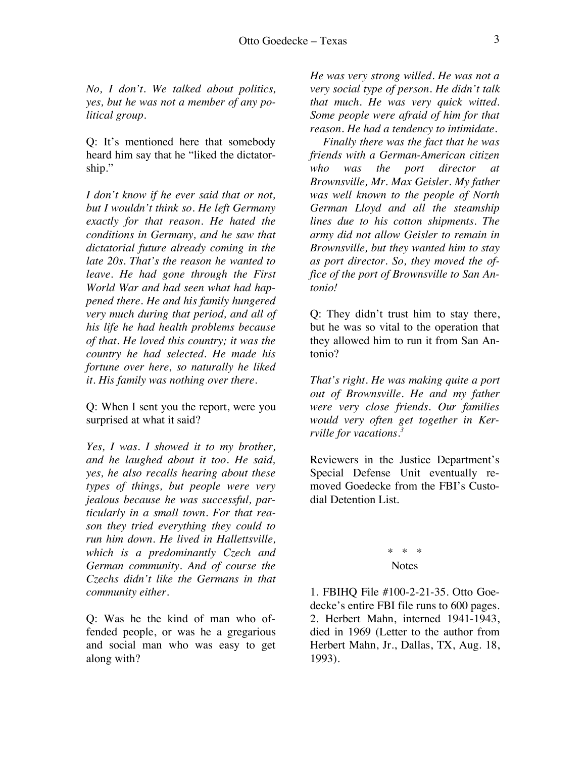*No, I don't. We talked about politics, yes, but he was not a member of any political group.*

Q: It's mentioned here that somebody heard him say that he "liked the dictatorship."

*I don't know if he ever said that or not, but I wouldn't think so. He left Germany exactly for that reason. He hated the conditions in Germany, and he saw that dictatorial future already coming in the late 20s. That's the reason he wanted to leave. He had gone through the First World War and had seen what had happened there. He and his family hungered very much during that period, and all of his life he had health problems because of that. He loved this country; it was the country he had selected. He made his fortune over here, so naturally he liked it. His family was nothing over there.*

Q: When I sent you the report, were you surprised at what it said?

*Yes, I was. I showed it to my brother, and he laughed about it too. He said, yes, he also recalls hearing about these types of things, but people were very jealous because he was successful, particularly in a small town. For that reason they tried everything they could to run him down. He lived in Hallettsville, which is a predominantly Czech and German community. And of course the Czechs didn't like the Germans in that community either.*

Q: Was he the kind of man who offended people, or was he a gregarious and social man who was easy to get along with?

*He was very strong willed. He was not a very social type of person. He didn't talk that much. He was very quick witted. Some people were afraid of him for that reason. He had a tendency to intimidate.*

*Finally there was the fact that he was friends with a German-American citizen who was the port director at Brownsville, Mr. Max Geisler. My father was well known to the people of North German Lloyd and all the steamship lines due to his cotton shipments. The army did not allow Geisler to remain in Brownsville, but they wanted him to stay as port director. So, they moved the office of the port of Brownsville to San Antonio!*

Q: They didn't trust him to stay there, but he was so vital to the operation that they allowed him to run it from San Antonio?

*That's right. He was making quite a port out of Brownsville. He and my father were very close friends. Our families would very often get together in Kerrville for vacations.*[3]

Reviewers in the Justice Department's Special Defense Unit eventually removed Goedecke from the FBI's Custodial Detention List.

\* \* \*

Notes

1. FBIHQ File #100-2-21-35. Otto Goedecke's entire FBI file runs to 600 pages.
2. Herbert Mahn, interned 1941-1943, died in 1969 (Letter to the author from Herbert Mahn, Jr., Dallas, TX, Aug. 18, 1993).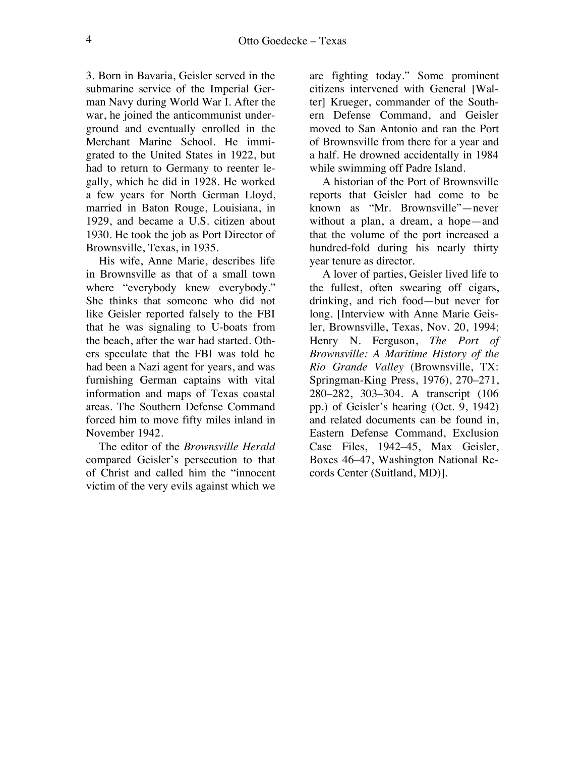3. Born in Bavaria, Geisler served in the submarine service of the Imperial German Navy during World War I. After the war, he joined the anticommunist underground and eventually enrolled in the Merchant Marine School. He immigrated to the United States in 1922, but had to return to Germany to reenter legally, which he did in 1928. He worked a few years for North German Lloyd, married in Baton Rouge, Louisiana, in 1929, and became a U.S. citizen about 1930. He took the job as Port Director of Brownsville, Texas, in 1935.

His wife, Anne Marie, describes life in Brownsville as that of a small town where "everybody knew everybody." She thinks that someone who did not like Geisler reported falsely to the FBI that he was signaling to U-boats from the beach, after the war had started. Others speculate that the FBI was told he had been a Nazi agent for years, and was furnishing German captains with vital information and maps of Texas coastal areas. The Southern Defense Command forced him to move fifty miles inland in November 1942.

The editor of the *Brownsville Herald* compared Geisler's persecution to that of Christ and called him the "innocent victim of the very evils against which we are fighting today." Some prominent citizens intervened with General [Walter] Krueger, commander of the Southern Defense Command, and Geisler moved to San Antonio and ran the Port of Brownsville from there for a year and a half. He drowned accidentally in 1984 while swimming off Padre Island.

A historian of the Port of Brownsville reports that Geisler had come to be known as "Mr. Brownsville"—never without a plan, a dream, a hope—and that the volume of the port increased a hundred-fold during his nearly thirty year tenure as director.

A lover of parties, Geisler lived life to the fullest, often swearing off cigars, drinking, and rich food—but never for long. [Interview with Anne Marie Geisler, Brownsville, Texas, Nov. 20, 1994; Henry N. Ferguson, *The Port of Brownsville: A Maritime History of the Rio Grande Valley* (Brownsville, TX: Springman-King Press, 1976), 270–271, 280–282, 303–304. A transcript (106 pp.) of Geisler's hearing (Oct. 9, 1942) and related documents can be found in, Eastern Defense Command, Exclusion Case Files, 1942–45, Max Geisler, Boxes 46–47, Washington National Records Center (Suitland, MD)].